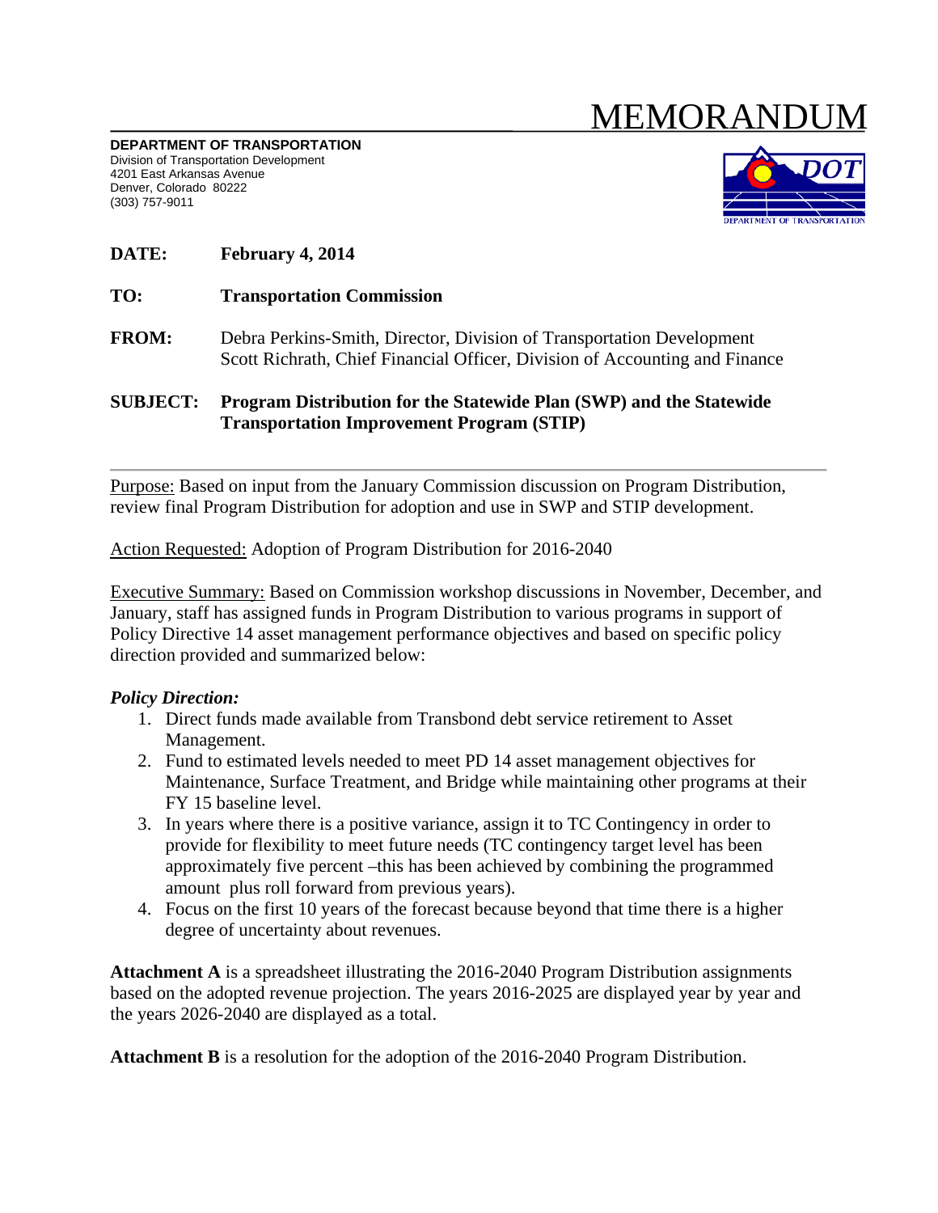# MEMORANDUM

**DEPARTMENT OF TRANSPORTATION**
Division of Transportation Development
4201 East Arkansas Avenue
Denver, Colorado 80222
(303) 757-9011

**DATE:** **February 4, 2014**

**TO:** **Transportation Commission**

**FROM:** Debra Perkins-Smith, Director, Division of Transportation Development
Scott Richrath, Chief Financial Officer, Division of Accounting and Finance

**SUBJECT:** **Program Distribution for the Statewide Plan (SWP) and the Statewide Transportation Improvement Program (STIP)**

---

Purpose: Based on input from the January Commission discussion on Program Distribution, review final Program Distribution for adoption and use in SWP and STIP development.

Action Requested: Adoption of Program Distribution for 2016-2040

Executive Summary: Based on Commission workshop discussions in November, December, and January, staff has assigned funds in Program Distribution to various programs in support of Policy Directive 14 asset management performance objectives and based on specific policy direction provided and summarized below:

***Policy Direction:***

1. Direct funds made available from Transbond debt service retirement to Asset Management.
2. Fund to estimated levels needed to meet PD 14 asset management objectives for Maintenance, Surface Treatment, and Bridge while maintaining other programs at their FY 15 baseline level.
3. In years where there is a positive variance, assign it to TC Contingency in order to provide for flexibility to meet future needs (TC contingency target level has been approximately five percent –this has been achieved by combining the programmed amount plus roll forward from previous years).
4. Focus on the first 10 years of the forecast because beyond that time there is a higher degree of uncertainty about revenues.

**Attachment A** is a spreadsheet illustrating the 2016-2040 Program Distribution assignments based on the adopted revenue projection. The years 2016-2025 are displayed year by year and the years 2026-2040 are displayed as a total.

**Attachment B** is a resolution for the adoption of the 2016-2040 Program Distribution.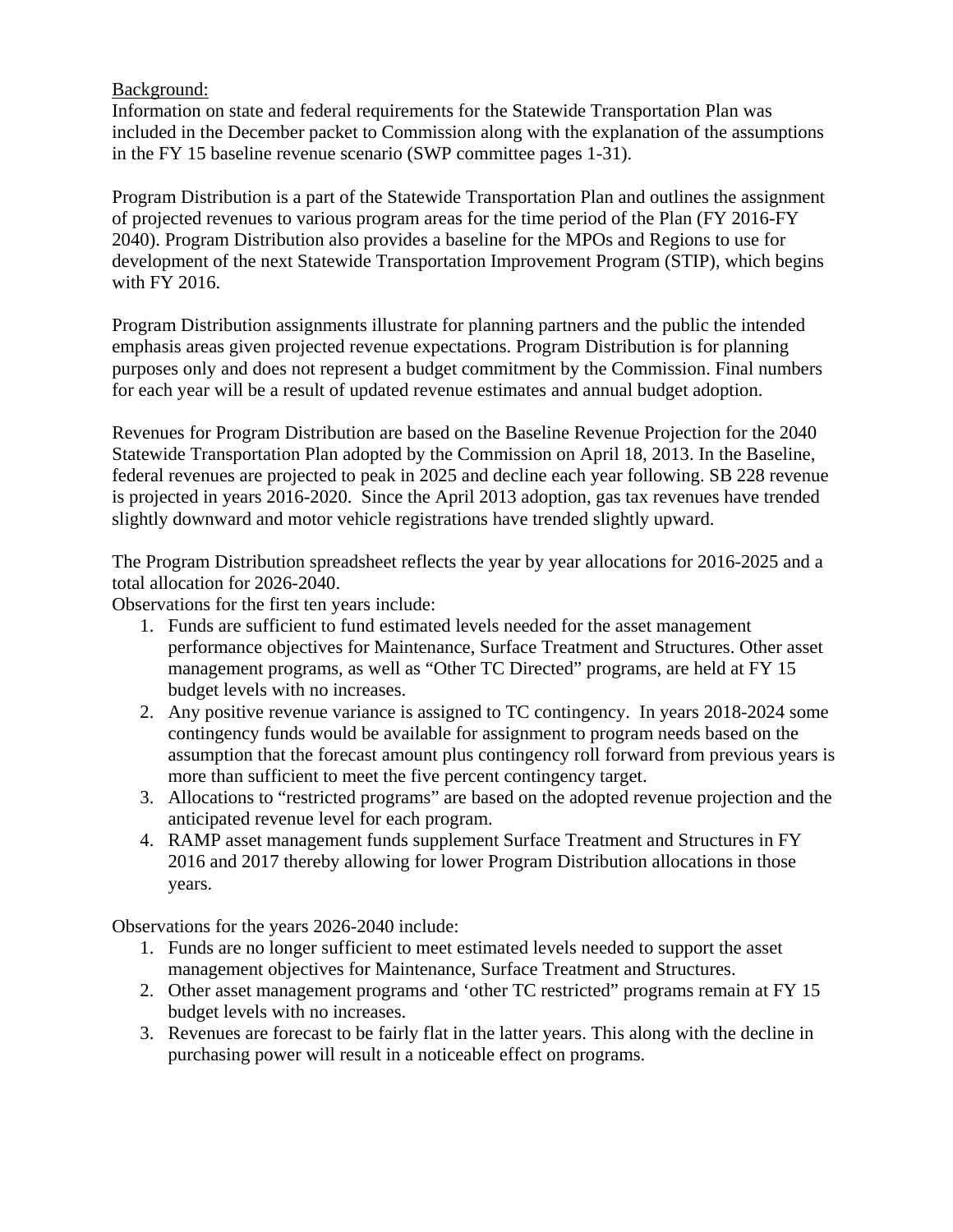<u>Background:</u>

Information on state and federal requirements for the Statewide Transportation Plan was included in the December packet to Commission along with the explanation of the assumptions in the FY 15 baseline revenue scenario (SWP committee pages 1-31).

Program Distribution is a part of the Statewide Transportation Plan and outlines the assignment of projected revenues to various program areas for the time period of the Plan (FY 2016-FY 2040). Program Distribution also provides a baseline for the MPOs and Regions to use for development of the next Statewide Transportation Improvement Program (STIP), which begins with FY 2016.

Program Distribution assignments illustrate for planning partners and the public the intended emphasis areas given projected revenue expectations. Program Distribution is for planning purposes only and does not represent a budget commitment by the Commission. Final numbers for each year will be a result of updated revenue estimates and annual budget adoption.

Revenues for Program Distribution are based on the Baseline Revenue Projection for the 2040 Statewide Transportation Plan adopted by the Commission on April 18, 2013. In the Baseline, federal revenues are projected to peak in 2025 and decline each year following. SB 228 revenue is projected in years 2016-2020. Since the April 2013 adoption, gas tax revenues have trended slightly downward and motor vehicle registrations have trended slightly upward.

The Program Distribution spreadsheet reflects the year by year allocations for 2016-2025 and a total allocation for 2026-2040.

Observations for the first ten years include:

1. Funds are sufficient to fund estimated levels needed for the asset management performance objectives for Maintenance, Surface Treatment and Structures. Other asset management programs, as well as "Other TC Directed" programs, are held at FY 15 budget levels with no increases.
2. Any positive revenue variance is assigned to TC contingency. In years 2018-2024 some contingency funds would be available for assignment to program needs based on the assumption that the forecast amount plus contingency roll forward from previous years is more than sufficient to meet the five percent contingency target.
3. Allocations to "restricted programs" are based on the adopted revenue projection and the anticipated revenue level for each program.
4. RAMP asset management funds supplement Surface Treatment and Structures in FY 2016 and 2017 thereby allowing for lower Program Distribution allocations in those years.

Observations for the years 2026-2040 include:

1. Funds are no longer sufficient to meet estimated levels needed to support the asset management objectives for Maintenance, Surface Treatment and Structures.
2. Other asset management programs and 'other TC restricted" programs remain at FY 15 budget levels with no increases.
3. Revenues are forecast to be fairly flat in the latter years. This along with the decline in purchasing power will result in a noticeable effect on programs.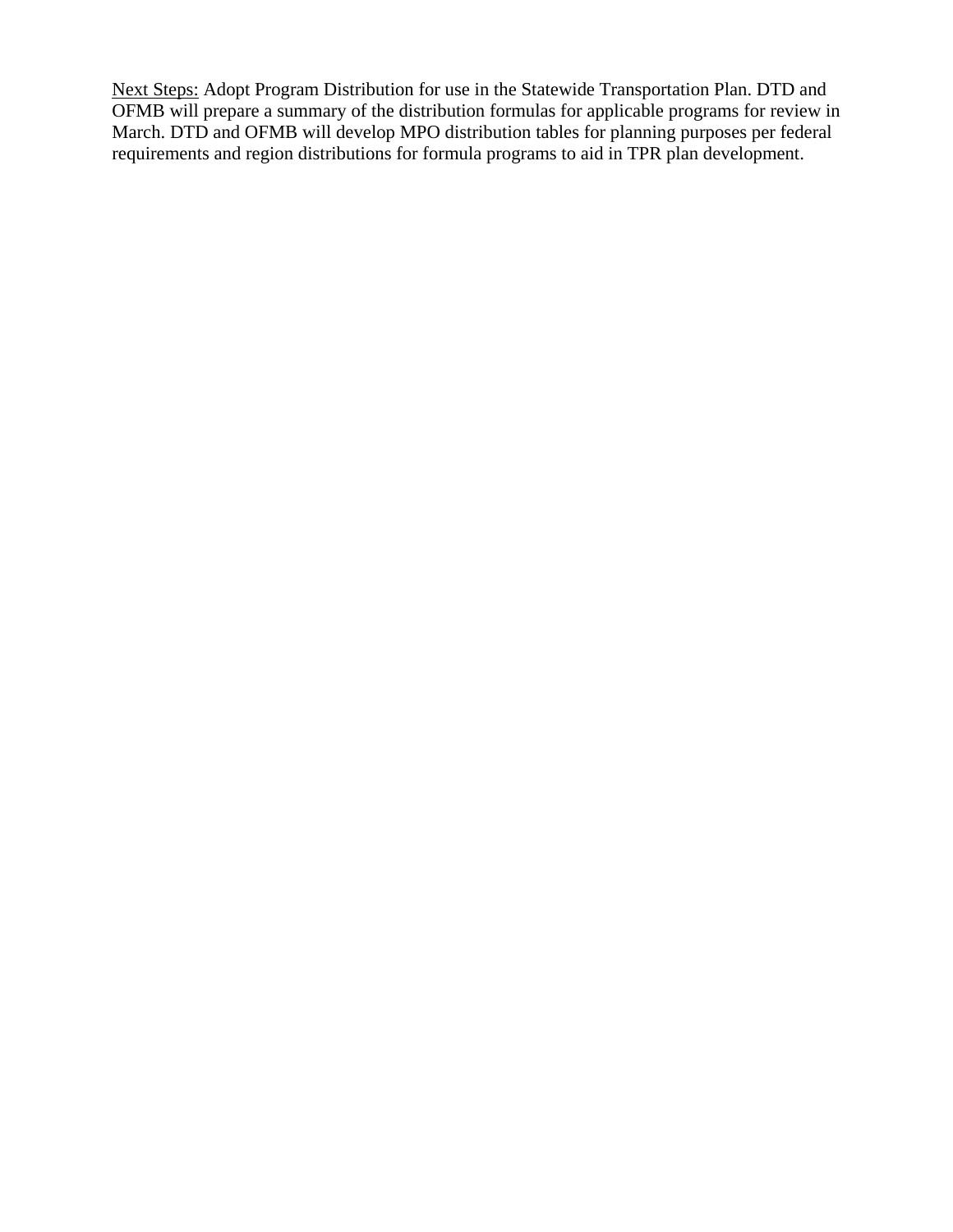<u>Next Steps:</u> Adopt Program Distribution for use in the Statewide Transportation Plan. DTD and OFMB will prepare a summary of the distribution formulas for applicable programs for review in March. DTD and OFMB will develop MPO distribution tables for planning purposes per federal requirements and region distributions for formula programs to aid in TPR plan development.